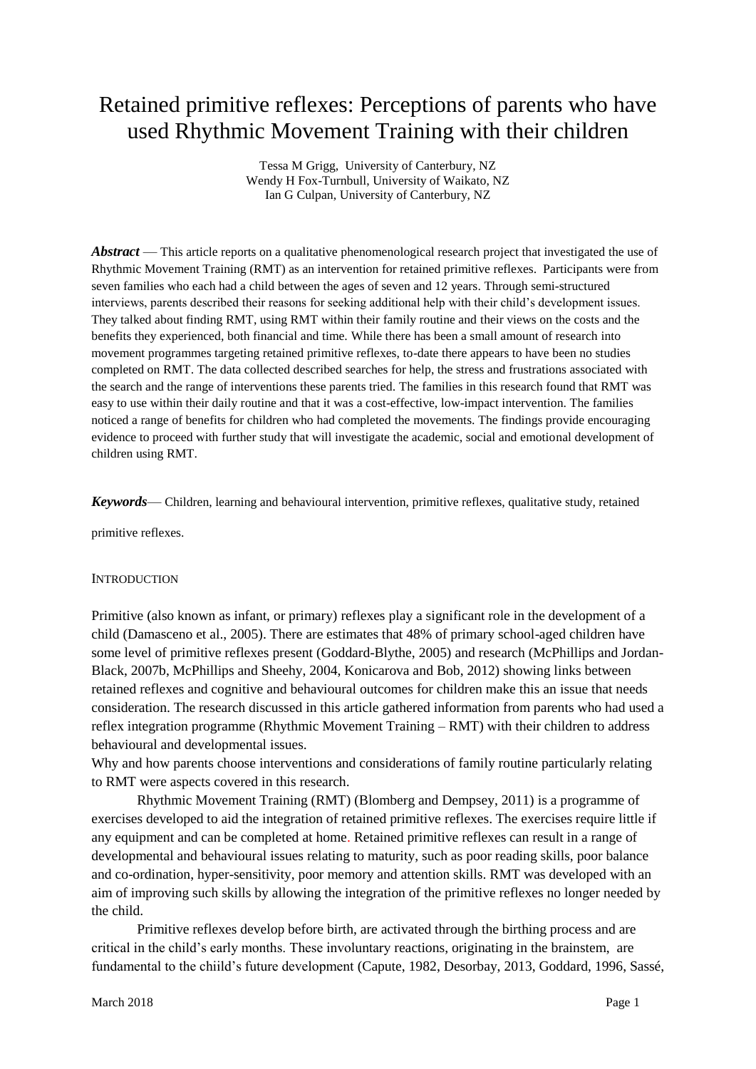# Retained primitive reflexes: Perceptions of parents who have used Rhythmic Movement Training with their children

Tessa M Grigg, University of Canterbury, NZ
Wendy H Fox-Turnbull, University of Waikato, NZ
Ian G Culpan, University of Canterbury, NZ

***Abstract*** — This article reports on a qualitative phenomenological research project that investigated the use of Rhythmic Movement Training (RMT) as an intervention for retained primitive reflexes. Participants were from seven families who each had a child between the ages of seven and 12 years. Through semi-structured interviews, parents described their reasons for seeking additional help with their child's development issues. They talked about finding RMT, using RMT within their family routine and their views on the costs and the benefits they experienced, both financial and time. While there has been a small amount of research into movement programmes targeting retained primitive reflexes, to-date there appears to have been no studies completed on RMT. The data collected described searches for help, the stress and frustrations associated with the search and the range of interventions these parents tried. The families in this research found that RMT was easy to use within their daily routine and that it was a cost-effective, low-impact intervention. The families noticed a range of benefits for children who had completed the movements. The findings provide encouraging evidence to proceed with further study that will investigate the academic, social and emotional development of children using RMT.

***Keywords***— Children, learning and behavioural intervention, primitive reflexes, qualitative study, retained primitive reflexes.

## INTRODUCTION

Primitive (also known as infant, or primary) reflexes play a significant role in the development of a child (Damasceno et al., 2005). There are estimates that 48% of primary school-aged children have some level of primitive reflexes present (Goddard-Blythe, 2005) and research (McPhillips and Jordan-Black, 2007b, McPhillips and Sheehy, 2004, Konicarova and Bob, 2012) showing links between retained reflexes and cognitive and behavioural outcomes for children make this an issue that needs consideration. The research discussed in this article gathered information from parents who had used a reflex integration programme (Rhythmic Movement Training – RMT) with their children to address behavioural and developmental issues.

Why and how parents choose interventions and considerations of family routine particularly relating to RMT were aspects covered in this research.

Rhythmic Movement Training (RMT) (Blomberg and Dempsey, 2011) is a programme of exercises developed to aid the integration of retained primitive reflexes. The exercises require little if any equipment and can be completed at home. Retained primitive reflexes can result in a range of developmental and behavioural issues relating to maturity, such as poor reading skills, poor balance and co-ordination, hyper-sensitivity, poor memory and attention skills. RMT was developed with an aim of improving such skills by allowing the integration of the primitive reflexes no longer needed by the child.

Primitive reflexes develop before birth, are activated through the birthing process and are critical in the child's early months. These involuntary reactions, originating in the brainstem, are fundamental to the chiild's future development (Capute, 1982, Desorbay, 2013, Goddard, 1996, Sassé,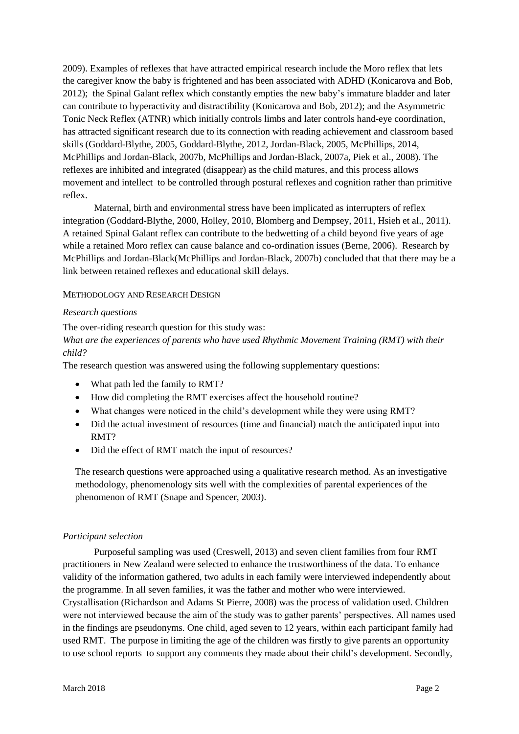2009). Examples of reflexes that have attracted empirical research include the Moro reflex that lets the caregiver know the baby is frightened and has been associated with ADHD (Konicarova and Bob, 2012); the Spinal Galant reflex which constantly empties the new baby's immature bladder and later can contribute to hyperactivity and distractibility (Konicarova and Bob, 2012); and the Asymmetric Tonic Neck Reflex (ATNR) which initially controls limbs and later controls hand-eye coordination, has attracted significant research due to its connection with reading achievement and classroom based skills (Goddard-Blythe, 2005, Goddard-Blythe, 2012, Jordan-Black, 2005, McPhillips, 2014, McPhillips and Jordan-Black, 2007b, McPhillips and Jordan-Black, 2007a, Piek et al., 2008). The reflexes are inhibited and integrated (disappear) as the child matures, and this process allows movement and intellect to be controlled through postural reflexes and cognition rather than primitive reflex.

Maternal, birth and environmental stress have been implicated as interrupters of reflex integration (Goddard-Blythe, 2000, Holley, 2010, Blomberg and Dempsey, 2011, Hsieh et al., 2011). A retained Spinal Galant reflex can contribute to the bedwetting of a child beyond five years of age while a retained Moro reflex can cause balance and co-ordination issues (Berne, 2006). Research by McPhillips and Jordan-Black(McPhillips and Jordan-Black, 2007b) concluded that that there may be a link between retained reflexes and educational skill delays.

## Methodology and Research Design

### *Research questions*

The over-riding research question for this study was:

*What are the experiences of parents who have used Rhythmic Movement Training (RMT) with their child?*

The research question was answered using the following supplementary questions:

- What path led the family to RMT?
- How did completing the RMT exercises affect the household routine?
- What changes were noticed in the child's development while they were using RMT?
- Did the actual investment of resources (time and financial) match the anticipated input into RMT?
- Did the effect of RMT match the input of resources?

The research questions were approached using a qualitative research method. As an investigative methodology, phenomenology sits well with the complexities of parental experiences of the phenomenon of RMT (Snape and Spencer, 2003).

### *Participant selection*

Purposeful sampling was used (Creswell, 2013) and seven client families from four RMT practitioners in New Zealand were selected to enhance the trustworthiness of the data. To enhance validity of the information gathered, two adults in each family were interviewed independently about the programme. In all seven families, it was the father and mother who were interviewed. Crystallisation (Richardson and Adams St Pierre, 2008) was the process of validation used. Children were not interviewed because the aim of the study was to gather parents' perspectives. All names used in the findings are pseudonyms. One child, aged seven to 12 years, within each participant family had used RMT. The purpose in limiting the age of the children was firstly to give parents an opportunity to use school reports to support any comments they made about their child's development. Secondly,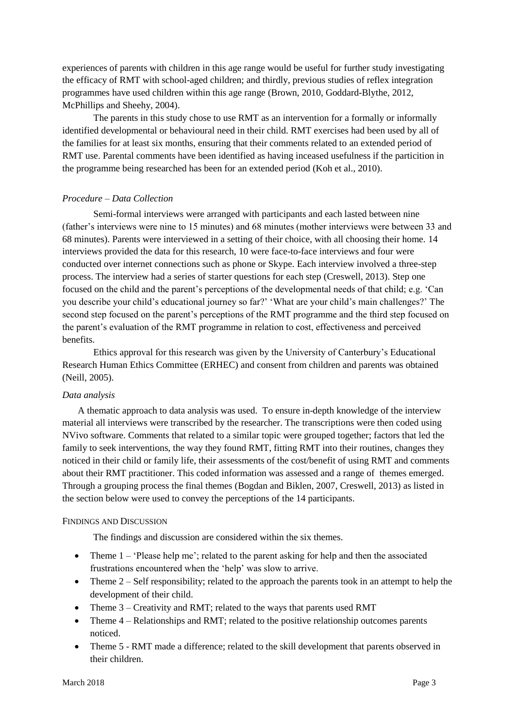experiences of parents with children in this age range would be useful for further study investigating the efficacy of RMT with school-aged children; and thirdly, previous studies of reflex integration programmes have used children within this age range (Brown, 2010, Goddard-Blythe, 2012, McPhillips and Sheehy, 2004).

The parents in this study chose to use RMT as an intervention for a formally or informally identified developmental or behavioural need in their child. RMT exercises had been used by all of the families for at least six months, ensuring that their comments related to an extended period of RMT use. Parental comments have been identified as having inceased usefulness if the particition in the programme being researched has been for an extended period (Koh et al., 2010).

### *Procedure – Data Collection*

Semi-formal interviews were arranged with participants and each lasted between nine (father's interviews were nine to 15 minutes) and 68 minutes (mother interviews were between 33 and 68 minutes). Parents were interviewed in a setting of their choice, with all choosing their home. 14 interviews provided the data for this research, 10 were face-to-face interviews and four were conducted over internet connections such as phone or Skype. Each interview involved a three-step process. The interview had a series of starter questions for each step (Creswell, 2013). Step one focused on the child and the parent's perceptions of the developmental needs of that child; e.g. 'Can you describe your child's educational journey so far?' 'What are your child's main challenges?' The second step focused on the parent's perceptions of the RMT programme and the third step focused on the parent's evaluation of the RMT programme in relation to cost, effectiveness and perceived benefits.

Ethics approval for this research was given by the University of Canterbury's Educational Research Human Ethics Committee (ERHEC) and consent from children and parents was obtained (Neill, 2005).

### *Data analysis*

A thematic approach to data analysis was used. To ensure in-depth knowledge of the interview material all interviews were transcribed by the researcher. The transcriptions were then coded using NVivo software. Comments that related to a similar topic were grouped together; factors that led the family to seek interventions, the way they found RMT, fitting RMT into their routines, changes they noticed in their child or family life, their assessments of the cost/benefit of using RMT and comments about their RMT practitioner. This coded information was assessed and a range of themes emerged. Through a grouping process the final themes (Bogdan and Biklen, 2007, Creswell, 2013) as listed in the section below were used to convey the perceptions of the 14 participants.

## FINDINGS AND DISCUSSION

The findings and discussion are considered within the six themes.

- Theme 1 – 'Please help me'; related to the parent asking for help and then the associated frustrations encountered when the 'help' was slow to arrive.
- Theme 2 – Self responsibility; related to the approach the parents took in an attempt to help the development of their child.
- Theme 3 – Creativity and RMT; related to the ways that parents used RMT
- Theme 4 – Relationships and RMT; related to the positive relationship outcomes parents noticed.
- Theme 5 - RMT made a difference; related to the skill development that parents observed in their children.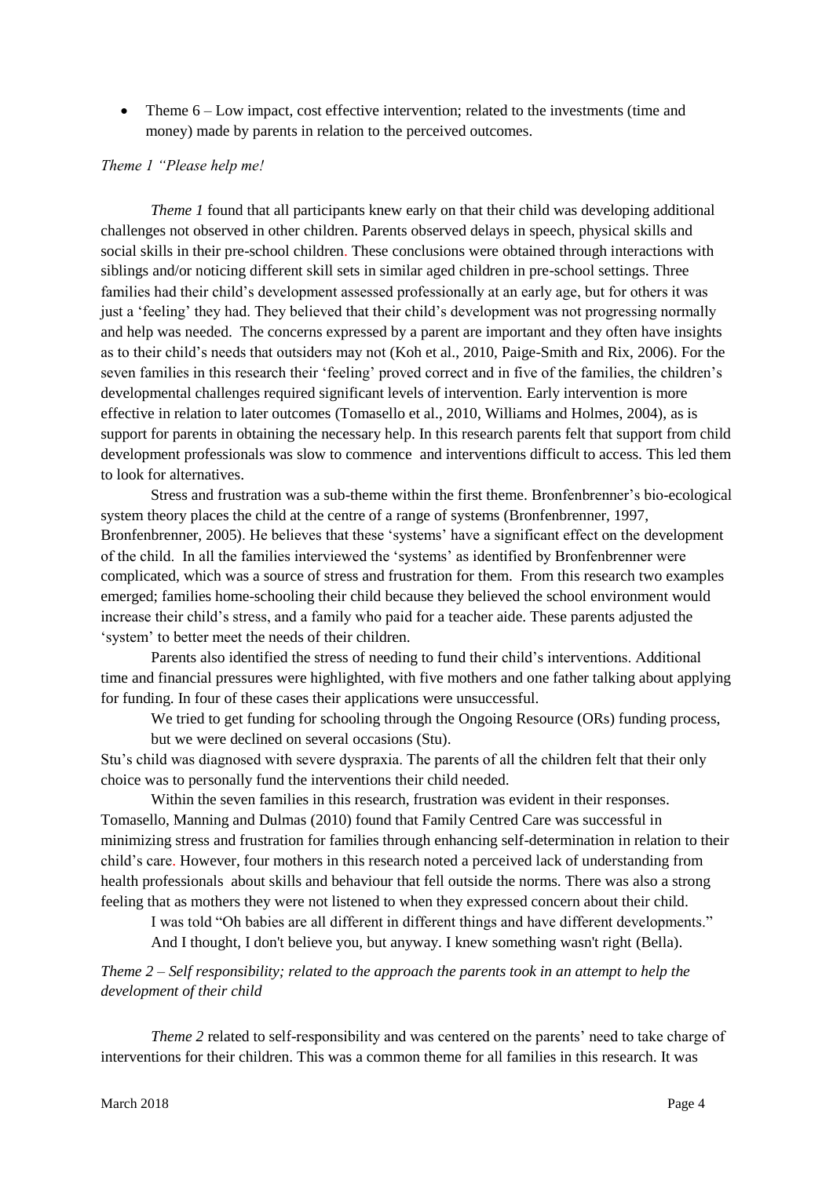- Theme 6 – Low impact, cost effective intervention; related to the investments (time and money) made by parents in relation to the perceived outcomes.

*Theme 1 "Please help me!*

*Theme 1* found that all participants knew early on that their child was developing additional challenges not observed in other children. Parents observed delays in speech, physical skills and social skills in their pre-school children. These conclusions were obtained through interactions with siblings and/or noticing different skill sets in similar aged children in pre-school settings. Three families had their child's development assessed professionally at an early age, but for others it was just a 'feeling' they had. They believed that their child's development was not progressing normally and help was needed. The concerns expressed by a parent are important and they often have insights as to their child's needs that outsiders may not (Koh et al., 2010, Paige-Smith and Rix, 2006). For the seven families in this research their 'feeling' proved correct and in five of the families, the children's developmental challenges required significant levels of intervention. Early intervention is more effective in relation to later outcomes (Tomasello et al., 2010, Williams and Holmes, 2004), as is support for parents in obtaining the necessary help. In this research parents felt that support from child development professionals was slow to commence and interventions difficult to access. This led them to look for alternatives.

Stress and frustration was a sub-theme within the first theme. Bronfenbrenner's bio-ecological system theory places the child at the centre of a range of systems (Bronfenbrenner, 1997, Bronfenbrenner, 2005). He believes that these 'systems' have a significant effect on the development of the child. In all the families interviewed the 'systems' as identified by Bronfenbrenner were complicated, which was a source of stress and frustration for them. From this research two examples emerged; families home-schooling their child because they believed the school environment would increase their child's stress, and a family who paid for a teacher aide. These parents adjusted the 'system' to better meet the needs of their children.

Parents also identified the stress of needing to fund their child's interventions. Additional time and financial pressures were highlighted, with five mothers and one father talking about applying for funding. In four of these cases their applications were unsuccessful.

> We tried to get funding for schooling through the Ongoing Resource (ORs) funding process, but we were declined on several occasions (Stu).

Stu's child was diagnosed with severe dyspraxia. The parents of all the children felt that their only choice was to personally fund the interventions their child needed.

Within the seven families in this research, frustration was evident in their responses. Tomasello, Manning and Dulmas (2010) found that Family Centred Care was successful in minimizing stress and frustration for families through enhancing self-determination in relation to their child's care. However, four mothers in this research noted a perceived lack of understanding from health professionals about skills and behaviour that fell outside the norms. There was also a strong feeling that as mothers they were not listened to when they expressed concern about their child.

> I was told "Oh babies are all different in different things and have different developments." And I thought, I don't believe you, but anyway. I knew something wasn't right (Bella).

*Theme 2 – Self responsibility; related to the approach the parents took in an attempt to help the development of their child*

*Theme 2* related to self-responsibility and was centered on the parents' need to take charge of interventions for their children. This was a common theme for all families in this research. It was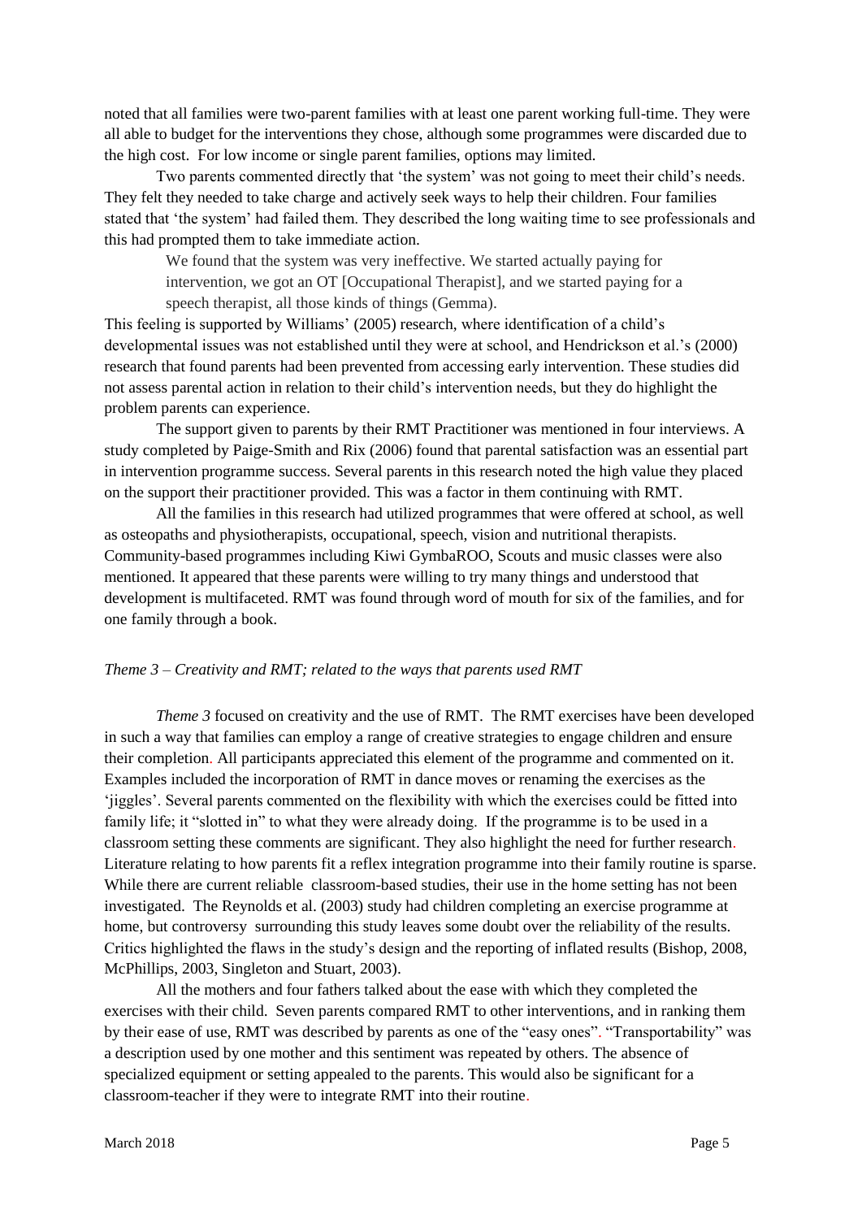noted that all families were two-parent families with at least one parent working full-time. They were all able to budget for the interventions they chose, although some programmes were discarded due to the high cost. For low income or single parent families, options may limited.

Two parents commented directly that 'the system' was not going to meet their child's needs. They felt they needed to take charge and actively seek ways to help their children. Four families stated that 'the system' had failed them. They described the long waiting time to see professionals and this had prompted them to take immediate action.

> We found that the system was very ineffective. We started actually paying for intervention, we got an OT [Occupational Therapist], and we started paying for a speech therapist, all those kinds of things (Gemma).

This feeling is supported by Williams' (2005) research, where identification of a child's developmental issues was not established until they were at school, and Hendrickson et al.'s (2000) research that found parents had been prevented from accessing early intervention. These studies did not assess parental action in relation to their child's intervention needs, but they do highlight the problem parents can experience.

The support given to parents by their RMT Practitioner was mentioned in four interviews. A study completed by Paige-Smith and Rix (2006) found that parental satisfaction was an essential part in intervention programme success. Several parents in this research noted the high value they placed on the support their practitioner provided. This was a factor in them continuing with RMT.

All the families in this research had utilized programmes that were offered at school, as well as osteopaths and physiotherapists, occupational, speech, vision and nutritional therapists. Community-based programmes including Kiwi GymbaROO, Scouts and music classes were also mentioned. It appeared that these parents were willing to try many things and understood that development is multifaceted. RMT was found through word of mouth for six of the families, and for one family through a book.

*Theme 3 – Creativity and RMT; related to the ways that parents used RMT*

*Theme 3* focused on creativity and the use of RMT. The RMT exercises have been developed in such a way that families can employ a range of creative strategies to engage children and ensure their completion. All participants appreciated this element of the programme and commented on it. Examples included the incorporation of RMT in dance moves or renaming the exercises as the 'jiggles'. Several parents commented on the flexibility with which the exercises could be fitted into family life; it "slotted in" to what they were already doing. If the programme is to be used in a classroom setting these comments are significant. They also highlight the need for further research. Literature relating to how parents fit a reflex integration programme into their family routine is sparse. While there are current reliable classroom-based studies, their use in the home setting has not been investigated. The Reynolds et al. (2003) study had children completing an exercise programme at home, but controversy surrounding this study leaves some doubt over the reliability of the results. Critics highlighted the flaws in the study's design and the reporting of inflated results (Bishop, 2008, McPhillips, 2003, Singleton and Stuart, 2003).

All the mothers and four fathers talked about the ease with which they completed the exercises with their child. Seven parents compared RMT to other interventions, and in ranking them by their ease of use, RMT was described by parents as one of the "easy ones". "Transportability" was a description used by one mother and this sentiment was repeated by others. The absence of specialized equipment or setting appealed to the parents. This would also be significant for a classroom-teacher if they were to integrate RMT into their routine.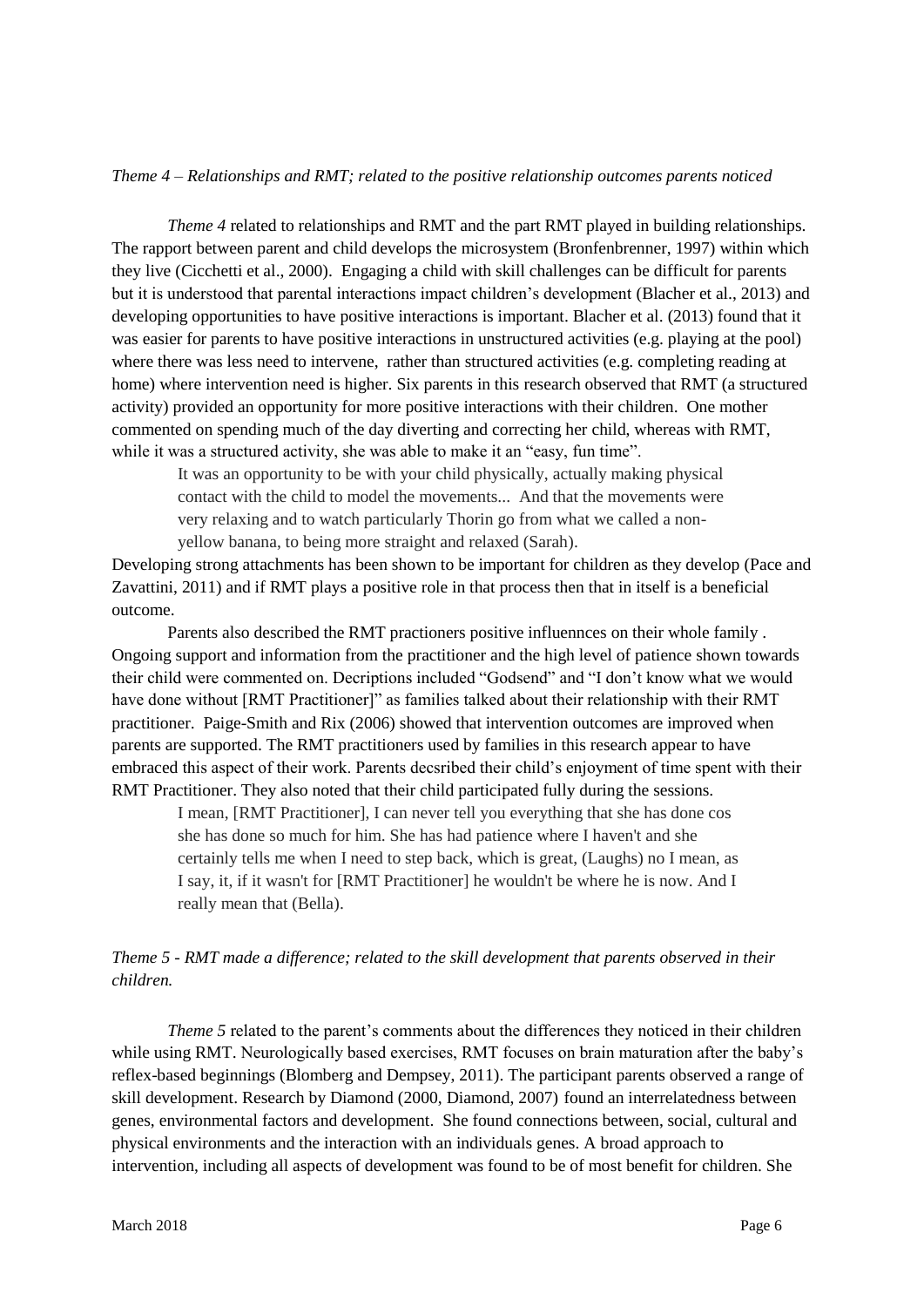*Theme 4 – Relationships and RMT; related to the positive relationship outcomes parents noticed*

*Theme 4* related to relationships and RMT and the part RMT played in building relationships. The rapport between parent and child develops the microsystem (Bronfenbrenner, 1997) within which they live (Cicchetti et al., 2000). Engaging a child with skill challenges can be difficult for parents but it is understood that parental interactions impact children's development (Blacher et al., 2013) and developing opportunities to have positive interactions is important. Blacher et al. (2013) found that it was easier for parents to have positive interactions in unstructured activities (e.g. playing at the pool) where there was less need to intervene, rather than structured activities (e.g. completing reading at home) where intervention need is higher. Six parents in this research observed that RMT (a structured activity) provided an opportunity for more positive interactions with their children. One mother commented on spending much of the day diverting and correcting her child, whereas with RMT, while it was a structured activity, she was able to make it an "easy, fun time".

> It was an opportunity to be with your child physically, actually making physical contact with the child to model the movements... And that the movements were very relaxing and to watch particularly Thorin go from what we called a non-yellow banana, to being more straight and relaxed (Sarah).

Developing strong attachments has been shown to be important for children as they develop (Pace and Zavattini, 2011) and if RMT plays a positive role in that process then that in itself is a beneficial outcome.

Parents also described the RMT practioners positive influennces on their whole family . Ongoing support and information from the practitioner and the high level of patience shown towards their child were commented on. Decriptions included "Godsend" and "I don't know what we would have done without [RMT Practitioner]" as families talked about their relationship with their RMT practitioner. Paige-Smith and Rix (2006) showed that intervention outcomes are improved when parents are supported. The RMT practitioners used by families in this research appear to have embraced this aspect of their work. Parents decsribed their child's enjoyment of time spent with their RMT Practitioner. They also noted that their child participated fully during the sessions.

> I mean, [RMT Practitioner], I can never tell you everything that she has done cos she has done so much for him. She has had patience where I haven't and she certainly tells me when I need to step back, which is great, (Laughs) no I mean, as I say, it, if it wasn't for [RMT Practitioner] he wouldn't be where he is now. And I really mean that (Bella).

*Theme 5 - RMT made a difference; related to the skill development that parents observed in their children.*

*Theme 5* related to the parent's comments about the differences they noticed in their children while using RMT. Neurologically based exercises, RMT focuses on brain maturation after the baby's reflex-based beginnings (Blomberg and Dempsey, 2011). The participant parents observed a range of skill development. Research by Diamond (2000, Diamond, 2007) found an interrelatedness between genes, environmental factors and development. She found connections between, social, cultural and physical environments and the interaction with an individuals genes. A broad approach to intervention, including all aspects of development was found to be of most benefit for children. She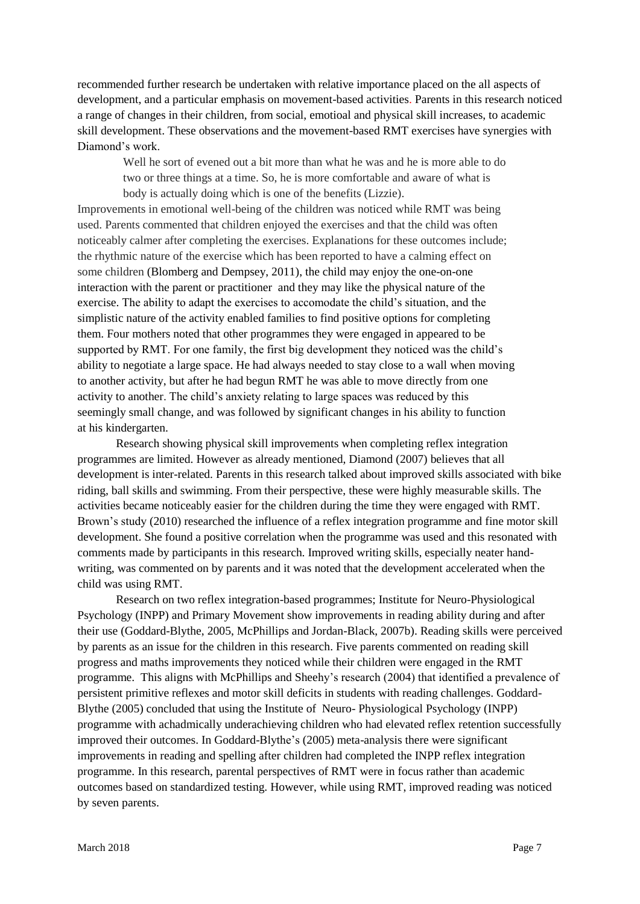recommended further research be undertaken with relative importance placed on the all aspects of development, and a particular emphasis on movement-based activities. Parents in this research noticed a range of changes in their children, from social, emotioal and physical skill increases, to academic skill development. These observations and the movement-based RMT exercises have synergies with Diamond's work.

> Well he sort of evened out a bit more than what he was and he is more able to do two or three things at a time. So, he is more comfortable and aware of what is body is actually doing which is one of the benefits (Lizzie).

Improvements in emotional well-being of the children was noticed while RMT was being used. Parents commented that children enjoyed the exercises and that the child was often noticeably calmer after completing the exercises. Explanations for these outcomes include; the rhythmic nature of the exercise which has been reported to have a calming effect on some children (Blomberg and Dempsey, 2011), the child may enjoy the one-on-one interaction with the parent or practitioner and they may like the physical nature of the exercise. The ability to adapt the exercises to accomodate the child's situation, and the simplistic nature of the activity enabled families to find positive options for completing them. Four mothers noted that other programmes they were engaged in appeared to be supported by RMT. For one family, the first big development they noticed was the child's ability to negotiate a large space. He had always needed to stay close to a wall when moving to another activity, but after he had begun RMT he was able to move directly from one activity to another. The child's anxiety relating to large spaces was reduced by this seemingly small change, and was followed by significant changes in his ability to function at his kindergarten.

Research showing physical skill improvements when completing reflex integration programmes are limited. However as already mentioned, Diamond (2007) believes that all development is inter-related. Parents in this research talked about improved skills associated with bike riding, ball skills and swimming. From their perspective, these were highly measurable skills. The activities became noticeably easier for the children during the time they were engaged with RMT. Brown's study (2010) researched the influence of a reflex integration programme and fine motor skill development. She found a positive correlation when the programme was used and this resonated with comments made by participants in this research. Improved writing skills, especially neater hand-writing, was commented on by parents and it was noted that the development accelerated when the child was using RMT.

Research on two reflex integration-based programmes; Institute for Neuro-Physiological Psychology (INPP) and Primary Movement show improvements in reading ability during and after their use (Goddard-Blythe, 2005, McPhillips and Jordan-Black, 2007b). Reading skills were perceived by parents as an issue for the children in this research. Five parents commented on reading skill progress and maths improvements they noticed while their children were engaged in the RMT programme. This aligns with McPhillips and Sheehy's research (2004) that identified a prevalence of persistent primitive reflexes and motor skill deficits in students with reading challenges. Goddard-Blythe (2005) concluded that using the Institute of Neuro- Physiological Psychology (INPP) programme with achadmically underachieving children who had elevated reflex retention successfully improved their outcomes. In Goddard-Blythe's (2005) meta-analysis there were significant improvements in reading and spelling after children had completed the INPP reflex integration programme. In this research, parental perspectives of RMT were in focus rather than academic outcomes based on standardized testing. However, while using RMT, improved reading was noticed by seven parents.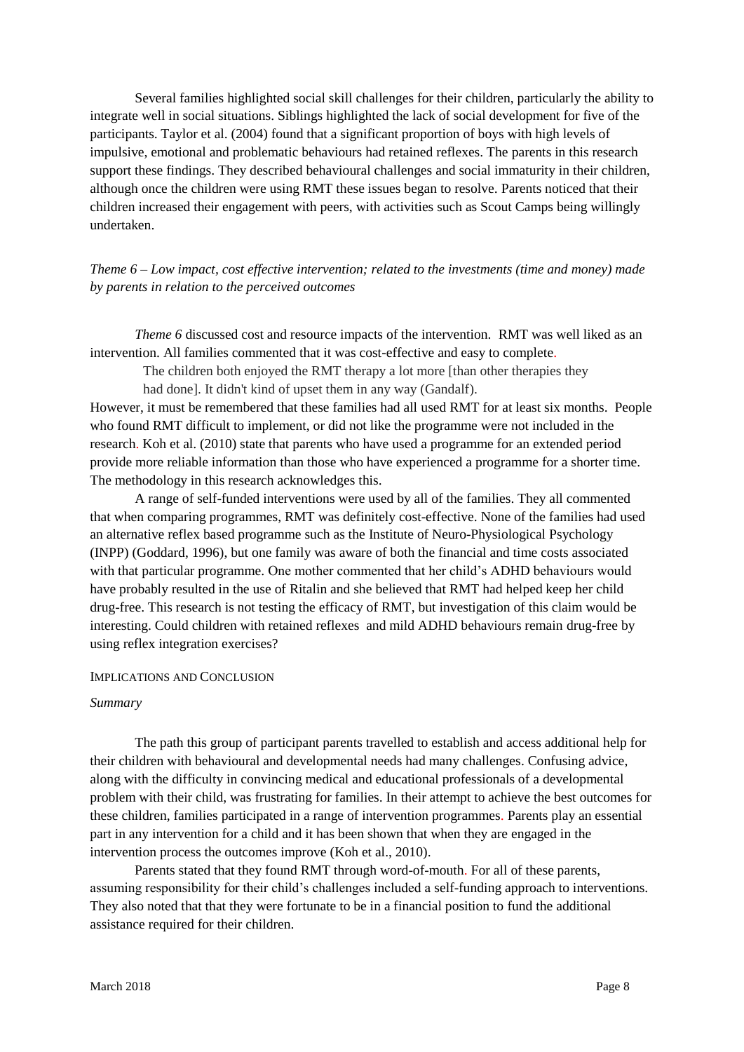Several families highlighted social skill challenges for their children, particularly the ability to integrate well in social situations. Siblings highlighted the lack of social development for five of the participants. Taylor et al. (2004) found that a significant proportion of boys with high levels of impulsive, emotional and problematic behaviours had retained reflexes. The parents in this research support these findings. They described behavioural challenges and social immaturity in their children, although once the children were using RMT these issues began to resolve. Parents noticed that their children increased their engagement with peers, with activities such as Scout Camps being willingly undertaken.

*Theme 6 – Low impact, cost effective intervention; related to the investments (time and money) made by parents in relation to the perceived outcomes*

*Theme 6* discussed cost and resource impacts of the intervention. RMT was well liked as an intervention. All families commented that it was cost-effective and easy to complete.

> The children both enjoyed the RMT therapy a lot more [than other therapies they had done]. It didn't kind of upset them in any way (Gandalf).

However, it must be remembered that these families had all used RMT for at least six months. People who found RMT difficult to implement, or did not like the programme were not included in the research. Koh et al. (2010) state that parents who have used a programme for an extended period provide more reliable information than those who have experienced a programme for a shorter time. The methodology in this research acknowledges this.

A range of self-funded interventions were used by all of the families. They all commented that when comparing programmes, RMT was definitely cost-effective. None of the families had used an alternative reflex based programme such as the Institute of Neuro-Physiological Psychology (INPP) (Goddard, 1996), but one family was aware of both the financial and time costs associated with that particular programme. One mother commented that her child's ADHD behaviours would have probably resulted in the use of Ritalin and she believed that RMT had helped keep her child drug-free. This research is not testing the efficacy of RMT, but investigation of this claim would be interesting. Could children with retained reflexes and mild ADHD behaviours remain drug-free by using reflex integration exercises?

## Implications and Conclusion

### *Summary*

The path this group of participant parents travelled to establish and access additional help for their children with behavioural and developmental needs had many challenges. Confusing advice, along with the difficulty in convincing medical and educational professionals of a developmental problem with their child, was frustrating for families. In their attempt to achieve the best outcomes for these children, families participated in a range of intervention programmes. Parents play an essential part in any intervention for a child and it has been shown that when they are engaged in the intervention process the outcomes improve (Koh et al., 2010).

Parents stated that they found RMT through word-of-mouth. For all of these parents, assuming responsibility for their child's challenges included a self-funding approach to interventions. They also noted that that they were fortunate to be in a financial position to fund the additional assistance required for their children.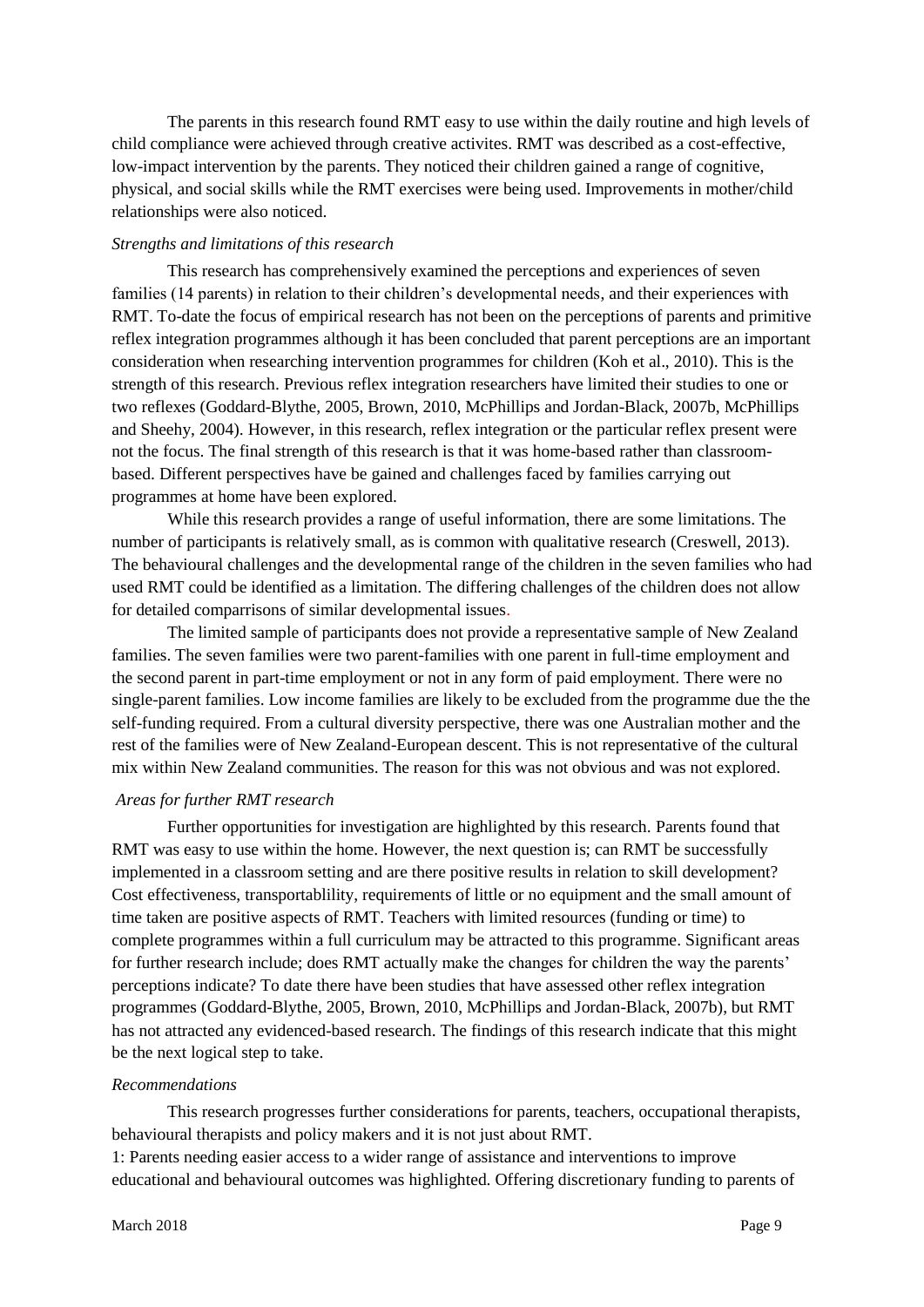The parents in this research found RMT easy to use within the daily routine and high levels of child compliance were achieved through creative activites. RMT was described as a cost-effective, low-impact intervention by the parents. They noticed their children gained a range of cognitive, physical, and social skills while the RMT exercises were being used. Improvements in mother/child relationships were also noticed.

*Strengths and limitations of this research*

This research has comprehensively examined the perceptions and experiences of seven families (14 parents) in relation to their children's developmental needs, and their experiences with RMT. To-date the focus of empirical research has not been on the perceptions of parents and primitive reflex integration programmes although it has been concluded that parent perceptions are an important consideration when researching intervention programmes for children (Koh et al., 2010). This is the strength of this research. Previous reflex integration researchers have limited their studies to one or two reflexes (Goddard-Blythe, 2005, Brown, 2010, McPhillips and Jordan-Black, 2007b, McPhillips and Sheehy, 2004). However, in this research, reflex integration or the particular reflex present were not the focus. The final strength of this research is that it was home-based rather than classroom-based. Different perspectives have be gained and challenges faced by families carrying out programmes at home have been explored.

While this research provides a range of useful information, there are some limitations. The number of participants is relatively small, as is common with qualitative research (Creswell, 2013). The behavioural challenges and the developmental range of the children in the seven families who had used RMT could be identified as a limitation. The differing challenges of the children does not allow for detailed comparrisons of similar developmental issues.

The limited sample of participants does not provide a representative sample of New Zealand families. The seven families were two parent-families with one parent in full-time employment and the second parent in part-time employment or not in any form of paid employment. There were no single-parent families. Low income families are likely to be excluded from the programme due the the self-funding required. From a cultural diversity perspective, there was one Australian mother and the rest of the families were of New Zealand-European descent. This is not representative of the cultural mix within New Zealand communities. The reason for this was not obvious and was not explored.

*Areas for further RMT research*

Further opportunities for investigation are highlighted by this research. Parents found that RMT was easy to use within the home. However, the next question is; can RMT be successfully implemented in a classroom setting and are there positive results in relation to skill development? Cost effectiveness, transportablility, requirements of little or no equipment and the small amount of time taken are positive aspects of RMT. Teachers with limited resources (funding or time) to complete programmes within a full curriculum may be attracted to this programme. Significant areas for further research include; does RMT actually make the changes for children the way the parents' perceptions indicate? To date there have been studies that have assessed other reflex integration programmes (Goddard-Blythe, 2005, Brown, 2010, McPhillips and Jordan-Black, 2007b), but RMT has not attracted any evidenced-based research. The findings of this research indicate that this might be the next logical step to take.

*Recommendations*

This research progresses further considerations for parents, teachers, occupational therapists, behavioural therapists and policy makers and it is not just about RMT.

1: Parents needing easier access to a wider range of assistance and interventions to improve educational and behavioural outcomes was highlighted. Offering discretionary funding to parents of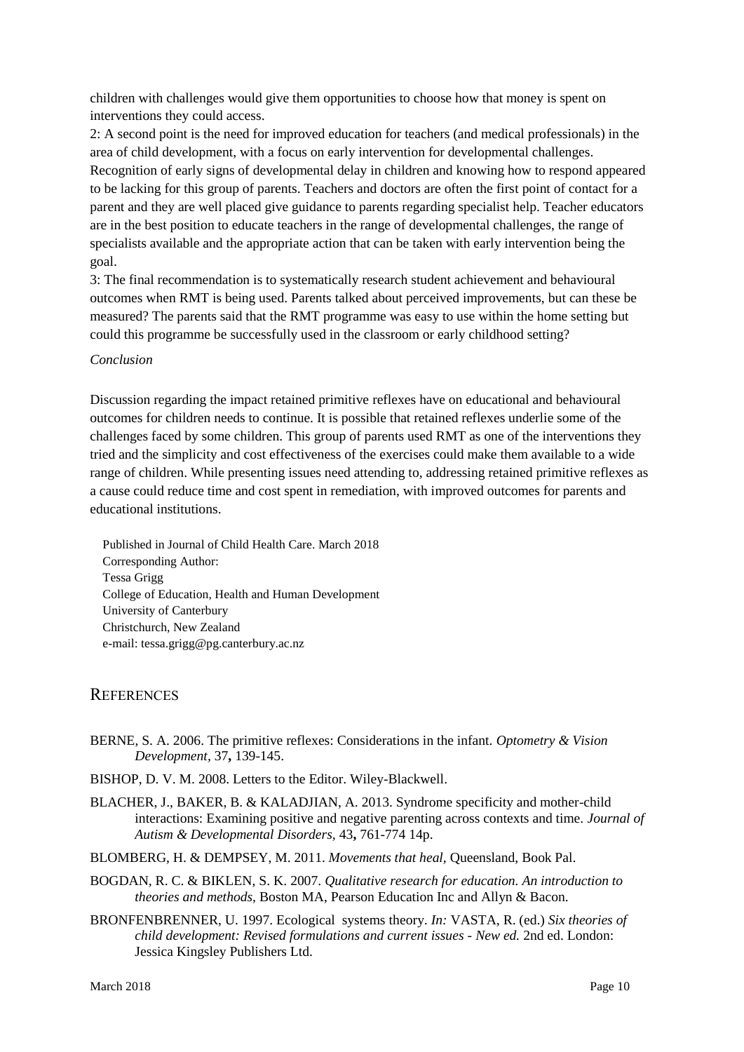children with challenges would give them opportunities to choose how that money is spent on interventions they could access.

2: A second point is the need for improved education for teachers (and medical professionals) in the area of child development, with a focus on early intervention for developmental challenges. Recognition of early signs of developmental delay in children and knowing how to respond appeared to be lacking for this group of parents. Teachers and doctors are often the first point of contact for a parent and they are well placed give guidance to parents regarding specialist help. Teacher educators are in the best position to educate teachers in the range of developmental challenges, the range of specialists available and the appropriate action that can be taken with early intervention being the goal.

3: The final recommendation is to systematically research student achievement and behavioural outcomes when RMT is being used. Parents talked about perceived improvements, but can these be measured? The parents said that the RMT programme was easy to use within the home setting but could this programme be successfully used in the classroom or early childhood setting?

*Conclusion*

Discussion regarding the impact retained primitive reflexes have on educational and behavioural outcomes for children needs to continue. It is possible that retained reflexes underlie some of the challenges faced by some children. This group of parents used RMT as one of the interventions they tried and the simplicity and cost effectiveness of the exercises could make them available to a wide range of children. While presenting issues need attending to, addressing retained primitive reflexes as a cause could reduce time and cost spent in remediation, with improved outcomes for parents and educational institutions.

Published in Journal of Child Health Care. March 2018
Corresponding Author:
Tessa Grigg
College of Education, Health and Human Development
University of Canterbury
Christchurch, New Zealand
e-mail: tessa.grigg@pg.canterbury.ac.nz

## References

BERNE, S. A. 2006. The primitive reflexes: Considerations in the infant. *Optometry & Vision Development,* 37**,** 139-145.

BISHOP, D. V. M. 2008. Letters to the Editor. Wiley-Blackwell.

BLACHER, J., BAKER, B. & KALADJIAN, A. 2013. Syndrome specificity and mother-child interactions: Examining positive and negative parenting across contexts and time. *Journal of Autism & Developmental Disorders,* 43**,** 761-774 14p.

BLOMBERG, H. & DEMPSEY, M. 2011. *Movements that heal,* Queensland, Book Pal.

BOGDAN, R. C. & BIKLEN, S. K. 2007. *Qualitative research for education. An introduction to theories and methods,* Boston MA, Pearson Education Inc and Allyn & Bacon.

BRONFENBRENNER, U. 1997. Ecological systems theory. *In:* VASTA, R. (ed.) *Six theories of child development: Revised formulations and current issues - New ed.* 2nd ed. London: Jessica Kingsley Publishers Ltd.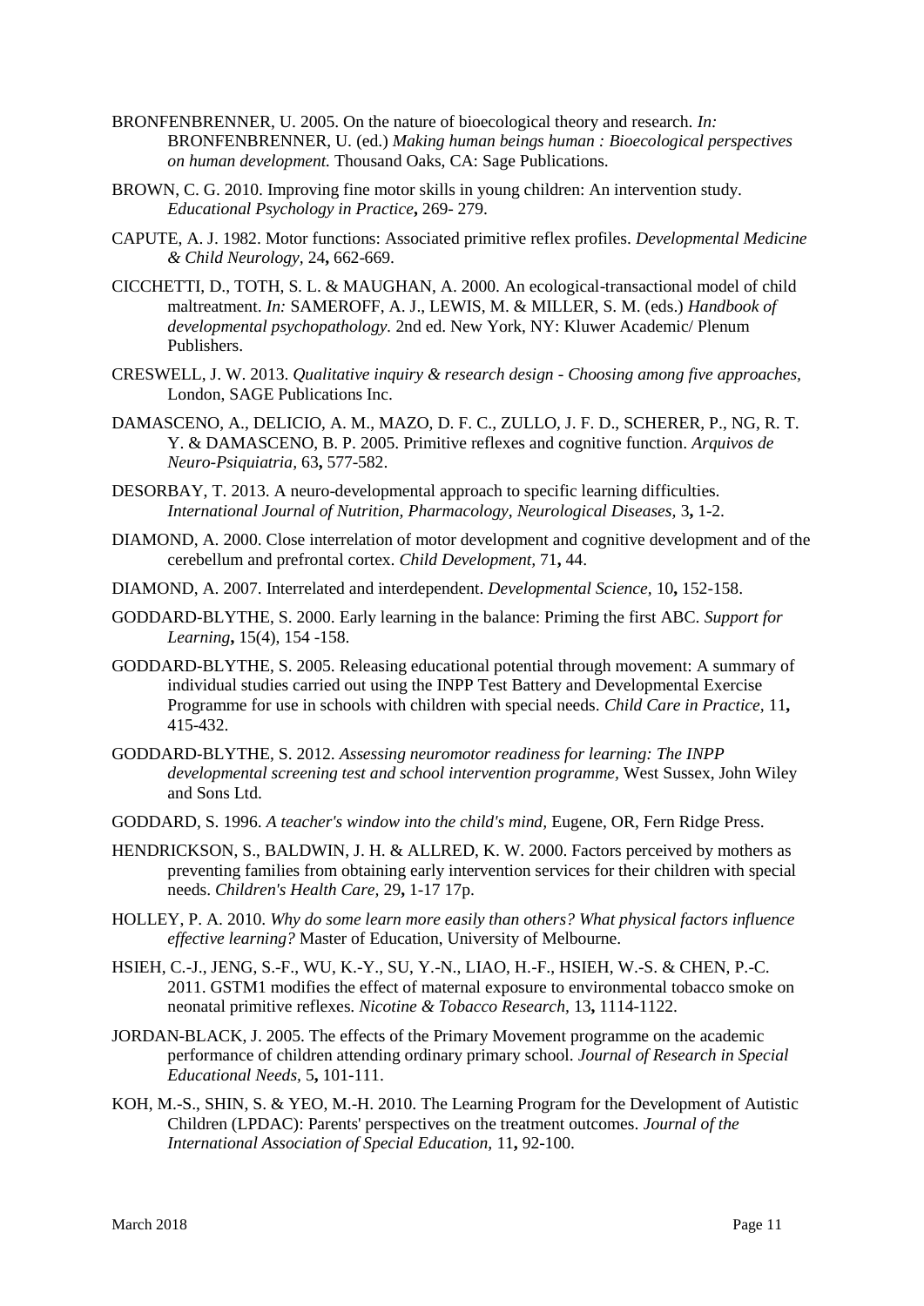BRONFENBRENNER, U. 2005. On the nature of bioecological theory and research. *In:* BRONFENBRENNER, U. (ed.) *Making human beings human : Bioecological perspectives on human development.* Thousand Oaks, CA: Sage Publications.

BROWN, C. G. 2010. Improving fine motor skills in young children: An intervention study. *Educational Psychology in Practice***,** 269- 279.

CAPUTE, A. J. 1982. Motor functions: Associated primitive reflex profiles. *Developmental Medicine & Child Neurology,* 24**,** 662-669.

CICCHETTI, D., TOTH, S. L. & MAUGHAN, A. 2000. An ecological-transactional model of child maltreatment. *In:* SAMEROFF, A. J., LEWIS, M. & MILLER, S. M. (eds.) *Handbook of developmental psychopathology.* 2nd ed. New York, NY: Kluwer Academic/ Plenum Publishers.

CRESWELL, J. W. 2013. *Qualitative inquiry & research design - Choosing among five approaches,* London, SAGE Publications Inc.

DAMASCENO, A., DELICIO, A. M., MAZO, D. F. C., ZULLO, J. F. D., SCHERER, P., NG, R. T. Y. & DAMASCENO, B. P. 2005. Primitive reflexes and cognitive function. *Arquivos de Neuro-Psiquiatria,* 63**,** 577-582.

DESORBAY, T. 2013. A neuro-developmental approach to specific learning difficulties. *International Journal of Nutrition, Pharmacology, Neurological Diseases,* 3**,** 1-2.

DIAMOND, A. 2000. Close interrelation of motor development and cognitive development and of the cerebellum and prefrontal cortex. *Child Development,* 71**,** 44.

DIAMOND, A. 2007. Interrelated and interdependent. *Developmental Science,* 10**,** 152-158.

GODDARD-BLYTHE, S. 2000. Early learning in the balance: Priming the first ABC. *Support for Learning***,** 15(4), 154 -158.

GODDARD-BLYTHE, S. 2005. Releasing educational potential through movement: A summary of individual studies carried out using the INPP Test Battery and Developmental Exercise Programme for use in schools with children with special needs. *Child Care in Practice,* 11**,** 415-432.

GODDARD-BLYTHE, S. 2012. *Assessing neuromotor readiness for learning: The INPP developmental screening test and school intervention programme,* West Sussex, John Wiley and Sons Ltd.

GODDARD, S. 1996. *A teacher's window into the child's mind,* Eugene, OR, Fern Ridge Press.

HENDRICKSON, S., BALDWIN, J. H. & ALLRED, K. W. 2000. Factors perceived by mothers as preventing families from obtaining early intervention services for their children with special needs. *Children's Health Care,* 29**,** 1-17 17p.

HOLLEY, P. A. 2010. *Why do some learn more easily than others? What physical factors influence effective learning?* Master of Education, University of Melbourne.

HSIEH, C.-J., JENG, S.-F., WU, K.-Y., SU, Y.-N., LIAO, H.-F., HSIEH, W.-S. & CHEN, P.-C. 2011. GSTM1 modifies the effect of maternal exposure to environmental tobacco smoke on neonatal primitive reflexes. *Nicotine & Tobacco Research,* 13**,** 1114-1122.

JORDAN-BLACK, J. 2005. The effects of the Primary Movement programme on the academic performance of children attending ordinary primary school. *Journal of Research in Special Educational Needs,* 5**,** 101-111.

KOH, M.-S., SHIN, S. & YEO, M.-H. 2010. The Learning Program for the Development of Autistic Children (LPDAC): Parents' perspectives on the treatment outcomes. *Journal of the International Association of Special Education,* 11**,** 92-100.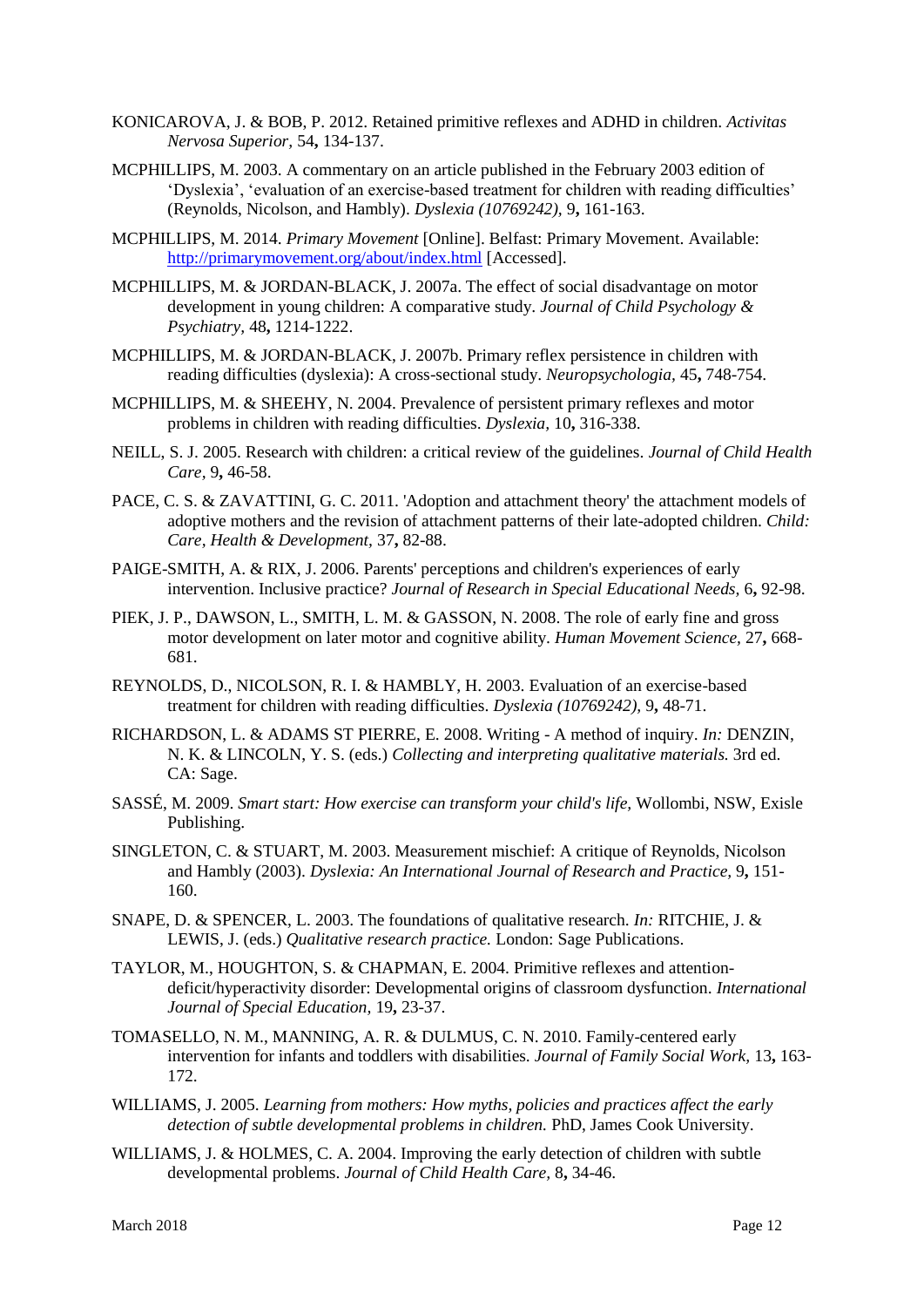KONICAROVA, J. & BOB, P. 2012. Retained primitive reflexes and ADHD in children. *Activitas Nervosa Superior,* 54**,** 134-137.

MCPHILLIPS, M. 2003. A commentary on an article published in the February 2003 edition of 'Dyslexia', 'evaluation of an exercise-based treatment for children with reading difficulties' (Reynolds, Nicolson, and Hambly). *Dyslexia (10769242),* 9**,** 161-163.

MCPHILLIPS, M. 2014. *Primary Movement* [Online]. Belfast: Primary Movement. Available: http://primarymovement.org/about/index.html [Accessed].

MCPHILLIPS, M. & JORDAN-BLACK, J. 2007a. The effect of social disadvantage on motor development in young children: A comparative study. *Journal of Child Psychology & Psychiatry,* 48**,** 1214-1222.

MCPHILLIPS, M. & JORDAN-BLACK, J. 2007b. Primary reflex persistence in children with reading difficulties (dyslexia): A cross-sectional study. *Neuropsychologia,* 45**,** 748-754.

MCPHILLIPS, M. & SHEEHY, N. 2004. Prevalence of persistent primary reflexes and motor problems in children with reading difficulties. *Dyslexia,* 10**,** 316-338.

NEILL, S. J. 2005. Research with children: a critical review of the guidelines. *Journal of Child Health Care,* 9**,** 46-58.

PACE, C. S. & ZAVATTINI, G. C. 2011. 'Adoption and attachment theory' the attachment models of adoptive mothers and the revision of attachment patterns of their late-adopted children. *Child: Care, Health & Development,* 37**,** 82-88.

PAIGE-SMITH, A. & RIX, J. 2006. Parents' perceptions and children's experiences of early intervention. Inclusive practice? *Journal of Research in Special Educational Needs,* 6**,** 92-98.

PIEK, J. P., DAWSON, L., SMITH, L. M. & GASSON, N. 2008. The role of early fine and gross motor development on later motor and cognitive ability. *Human Movement Science,* 27**,** 668-681.

REYNOLDS, D., NICOLSON, R. I. & HAMBLY, H. 2003. Evaluation of an exercise-based treatment for children with reading difficulties. *Dyslexia (10769242),* 9**,** 48-71.

RICHARDSON, L. & ADAMS ST PIERRE, E. 2008. Writing - A method of inquiry. *In:* DENZIN, N. K. & LINCOLN, Y. S. (eds.) *Collecting and interpreting qualitative materials.* 3rd ed. CA: Sage.

SASSÉ, M. 2009. *Smart start: How exercise can transform your child's life,* Wollombi, NSW, Exisle Publishing.

SINGLETON, C. & STUART, M. 2003. Measurement mischief: A critique of Reynolds, Nicolson and Hambly (2003). *Dyslexia: An International Journal of Research and Practice,* 9**,** 151-160.

SNAPE, D. & SPENCER, L. 2003. The foundations of qualitative research. *In:* RITCHIE, J. & LEWIS, J. (eds.) *Qualitative research practice.* London: Sage Publications.

TAYLOR, M., HOUGHTON, S. & CHAPMAN, E. 2004. Primitive reflexes and attention-deficit/hyperactivity disorder: Developmental origins of classroom dysfunction. *International Journal of Special Education,* 19**,** 23-37.

TOMASELLO, N. M., MANNING, A. R. & DULMUS, C. N. 2010. Family-centered early intervention for infants and toddlers with disabilities. *Journal of Family Social Work,* 13**,** 163-172.

WILLIAMS, J. 2005. *Learning from mothers: How myths, policies and practices affect the early detection of subtle developmental problems in children.* PhD, James Cook University.

WILLIAMS, J. & HOLMES, C. A. 2004. Improving the early detection of children with subtle developmental problems. *Journal of Child Health Care,* 8**,** 34-46.